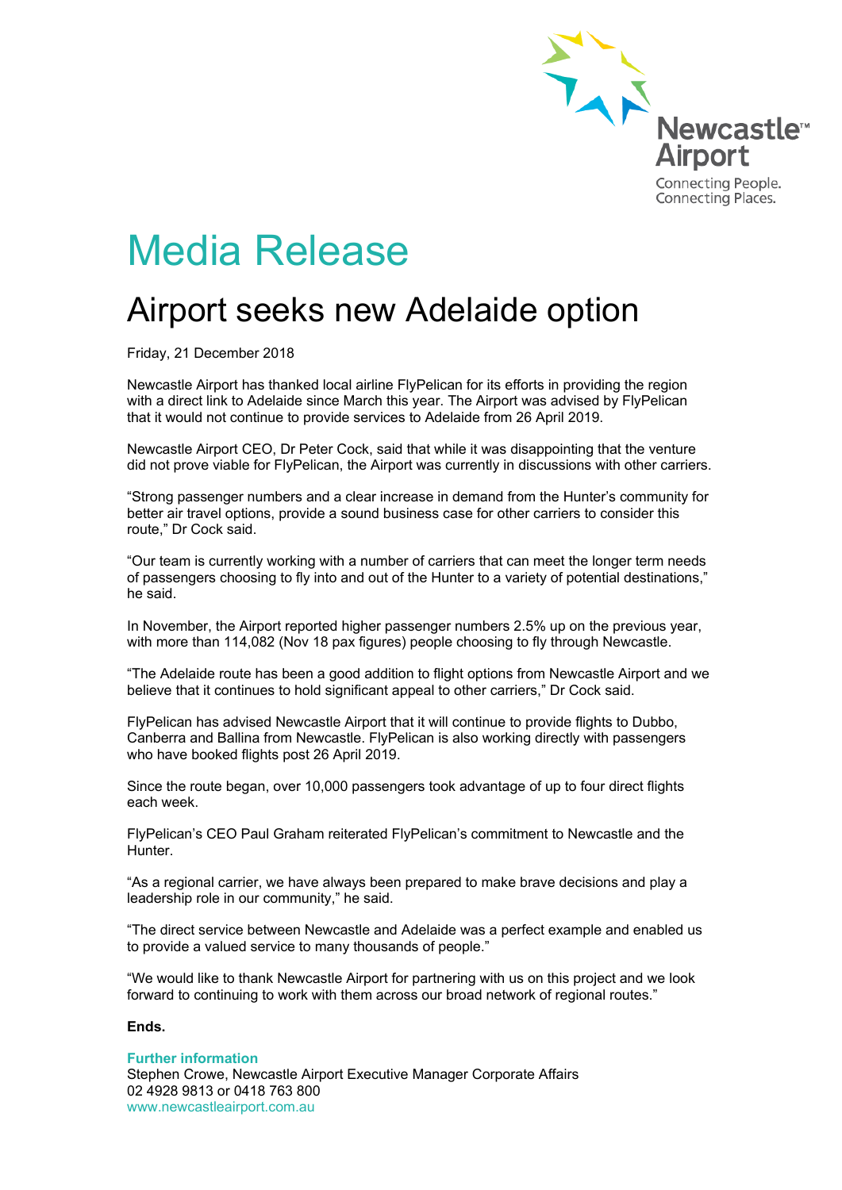Newcastle™ Airport
Connecting People. Connecting Places.

# Media Release

## Airport seeks new Adelaide option

Friday, 21 December 2018

Newcastle Airport has thanked local airline FlyPelican for its efforts in providing the region with a direct link to Adelaide since March this year. The Airport was advised by FlyPelican that it would not continue to provide services to Adelaide from 26 April 2019.

Newcastle Airport CEO, Dr Peter Cock, said that while it was disappointing that the venture did not prove viable for FlyPelican, the Airport was currently in discussions with other carriers.

"Strong passenger numbers and a clear increase in demand from the Hunter's community for better air travel options, provide a sound business case for other carriers to consider this route," Dr Cock said.

"Our team is currently working with a number of carriers that can meet the longer term needs of passengers choosing to fly into and out of the Hunter to a variety of potential destinations," he said.

In November, the Airport reported higher passenger numbers 2.5% up on the previous year, with more than 114,082 (Nov 18 pax figures) people choosing to fly through Newcastle.

"The Adelaide route has been a good addition to flight options from Newcastle Airport and we believe that it continues to hold significant appeal to other carriers," Dr Cock said.

FlyPelican has advised Newcastle Airport that it will continue to provide flights to Dubbo, Canberra and Ballina from Newcastle. FlyPelican is also working directly with passengers who have booked flights post 26 April 2019.

Since the route began, over 10,000 passengers took advantage of up to four direct flights each week.

FlyPelican's CEO Paul Graham reiterated FlyPelican's commitment to Newcastle and the Hunter.

"As a regional carrier, we have always been prepared to make brave decisions and play a leadership role in our community," he said.

"The direct service between Newcastle and Adelaide was a perfect example and enabled us to provide a valued service to many thousands of people."

"We would like to thank Newcastle Airport for partnering with us on this project and we look forward to continuing to work with them across our broad network of regional routes."

**Ends.**

**Further information**
Stephen Crowe, Newcastle Airport Executive Manager Corporate Affairs
02 4928 9813 or 0418 763 800
www.newcastleairport.com.au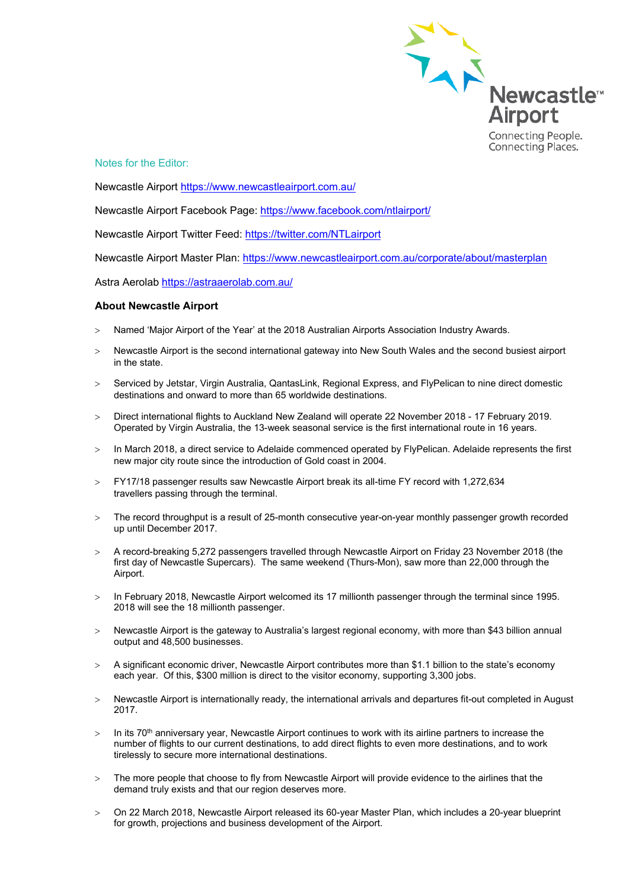Notes for the Editor:

Newcastle Airport https://www.newcastleairport.com.au/

Newcastle Airport Facebook Page: https://www.facebook.com/ntlairport/

Newcastle Airport Twitter Feed: https://twitter.com/NTLairport

Newcastle Airport Master Plan: https://www.newcastleairport.com.au/corporate/about/masterplan

Astra Aerolab https://astraaerolab.com.au/

**About Newcastle Airport**

- Named 'Major Airport of the Year' at the 2018 Australian Airports Association Industry Awards.
- Newcastle Airport is the second international gateway into New South Wales and the second busiest airport in the state.
- Serviced by Jetstar, Virgin Australia, QantasLink, Regional Express, and FlyPelican to nine direct domestic destinations and onward to more than 65 worldwide destinations.
- Direct international flights to Auckland New Zealand will operate 22 November 2018 - 17 February 2019. Operated by Virgin Australia, the 13-week seasonal service is the first international route in 16 years.
- In March 2018, a direct service to Adelaide commenced operated by FlyPelican. Adelaide represents the first new major city route since the introduction of Gold coast in 2004.
- FY17/18 passenger results saw Newcastle Airport break its all-time FY record with 1,272,634 travellers passing through the terminal.
- The record throughput is a result of 25-month consecutive year-on-year monthly passenger growth recorded up until December 2017.
- A record-breaking 5,272 passengers travelled through Newcastle Airport on Friday 23 November 2018 (the first day of Newcastle Supercars). The same weekend (Thurs-Mon), saw more than 22,000 through the Airport.
- In February 2018, Newcastle Airport welcomed its 17 millionth passenger through the terminal since 1995. 2018 will see the 18 millionth passenger.
- Newcastle Airport is the gateway to Australia's largest regional economy, with more than $43 billion annual output and 48,500 businesses.
- A significant economic driver, Newcastle Airport contributes more than $1.1 billion to the state's economy each year. Of this, $300 million is direct to the visitor economy, supporting 3,300 jobs.
- Newcastle Airport is internationally ready, the international arrivals and departures fit-out completed in August 2017.
- In its 70th anniversary year, Newcastle Airport continues to work with its airline partners to increase the number of flights to our current destinations, to add direct flights to even more destinations, and to work tirelessly to secure more international destinations.
- The more people that choose to fly from Newcastle Airport will provide evidence to the airlines that the demand truly exists and that our region deserves more.
- On 22 March 2018, Newcastle Airport released its 60-year Master Plan, which includes a 20-year blueprint for growth, projections and business development of the Airport.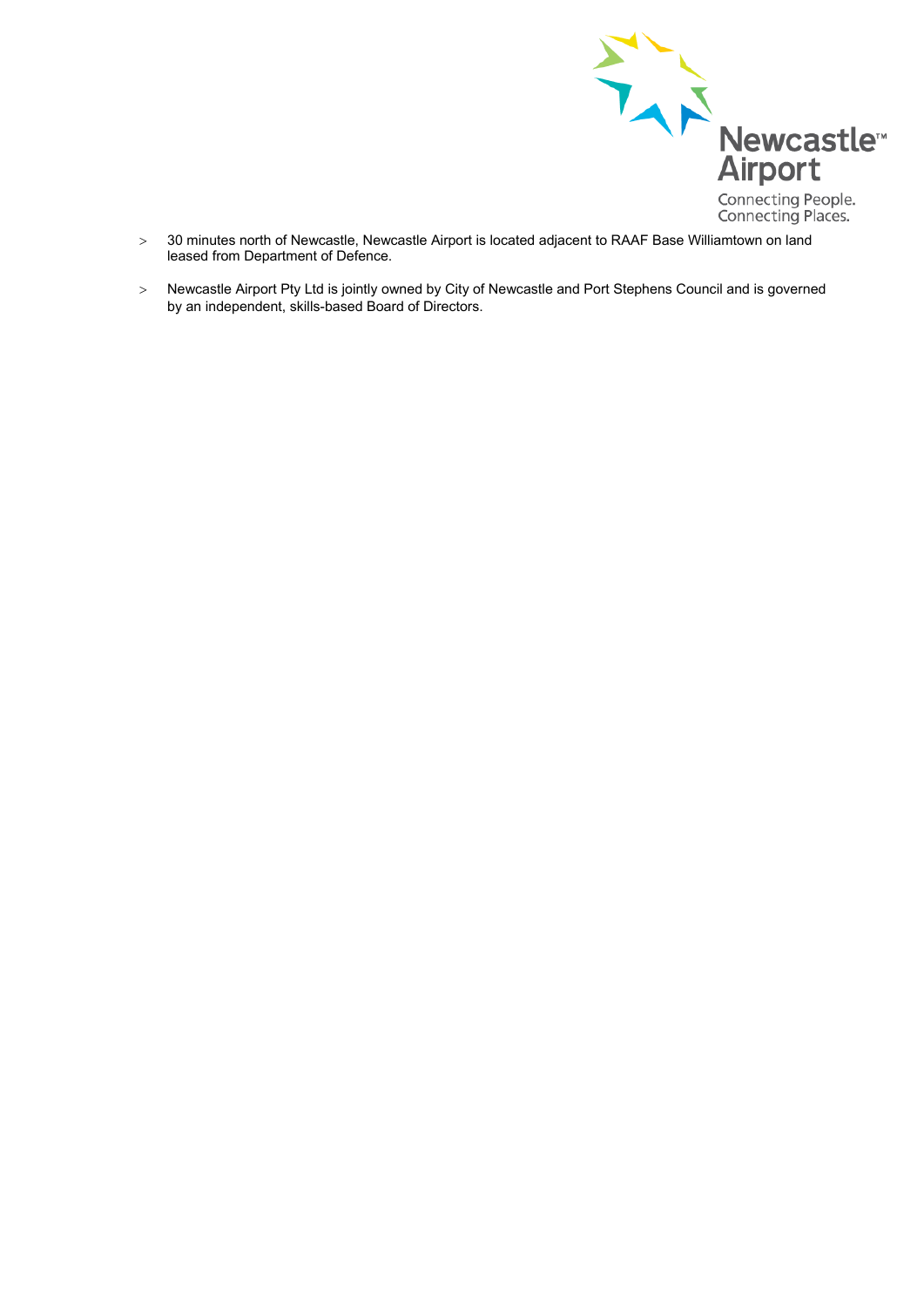- 30 minutes north of Newcastle, Newcastle Airport is located adjacent to RAAF Base Williamtown on land leased from Department of Defence.
- Newcastle Airport Pty Ltd is jointly owned by City of Newcastle and Port Stephens Council and is governed by an independent, skills-based Board of Directors.